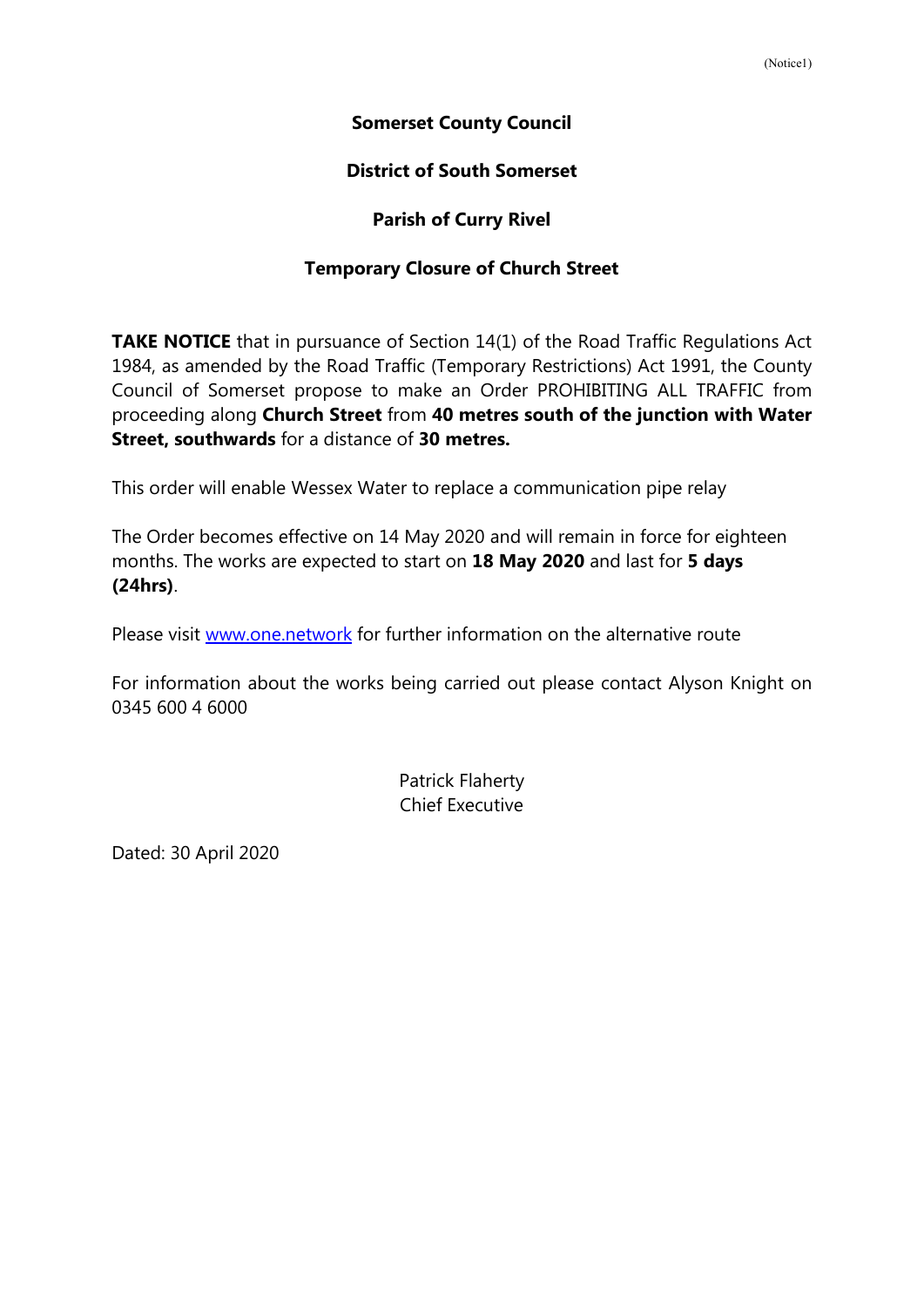(Notice1)

**Somerset County Council**

**District of South Somerset**

**Parish of Curry Rivel**

**Temporary Closure of Church Street**

**TAKE NOTICE** that in pursuance of Section 14(1) of the Road Traffic Regulations Act 1984, as amended by the Road Traffic (Temporary Restrictions) Act 1991, the County Council of Somerset propose to make an Order PROHIBITING ALL TRAFFIC from proceeding along **Church Street** from **40 metres south of the junction with Water Street, southwards** for a distance of **30 metres.**

This order will enable Wessex Water to replace a communication pipe relay

The Order becomes effective on 14 May 2020 and will remain in force for eighteen months. The works are expected to start on **18 May 2020** and last for **5 days (24hrs)**.

Please visit [www.one.network](www.one.network) for further information on the alternative route

For information about the works being carried out please contact Alyson Knight on 0345 600 4 6000

Patrick Flaherty
Chief Executive

Dated: 30 April 2020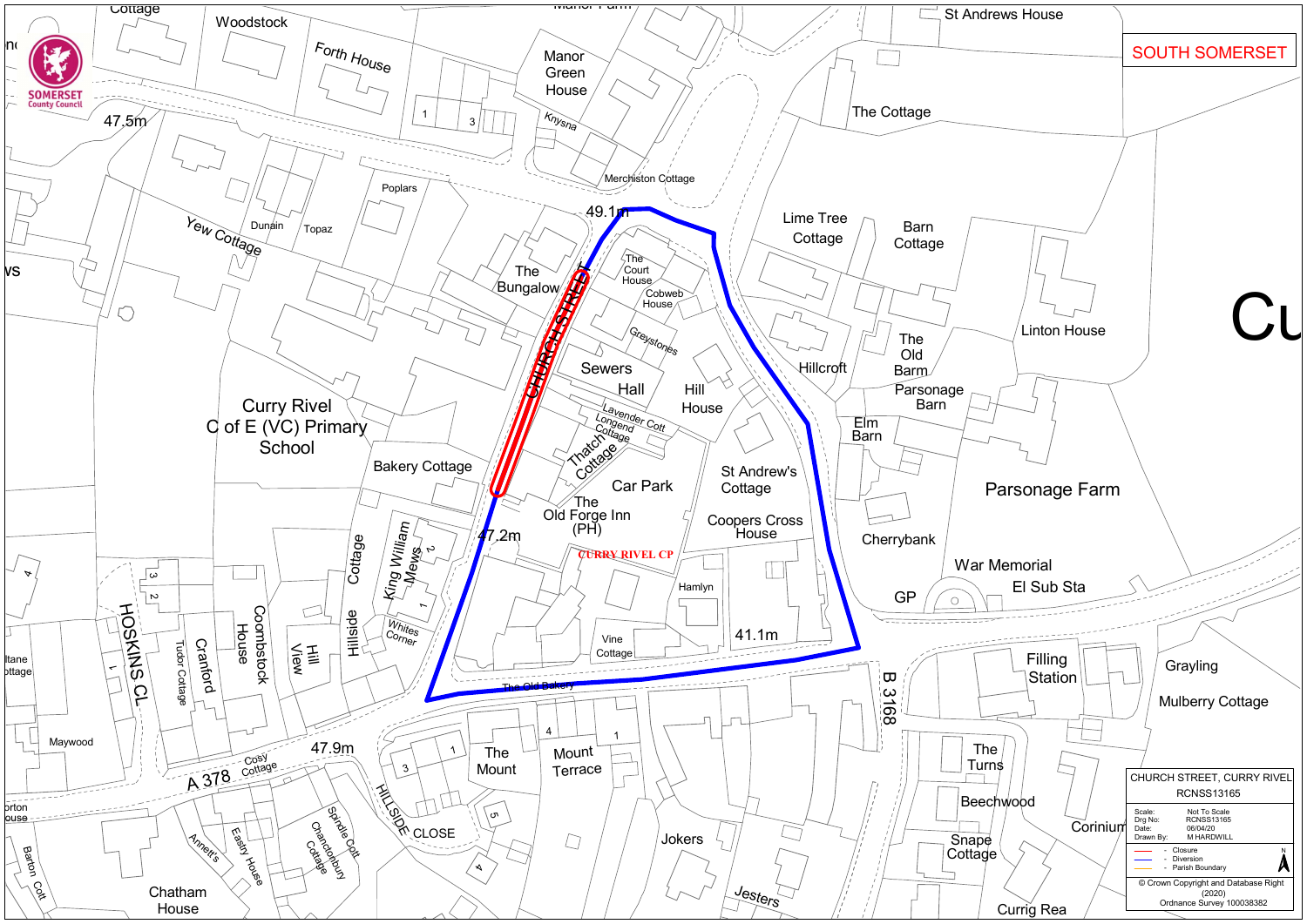SOUTH SOMERSET

SOMERSET County Council

CHURCH STREET, CURRY RIVEL

RCNSS13165

| | |
|---|---|
| Scale: | Not To Scale |
| Drg No: | RCNSS13165 |
| Date: | 06/04/20 |
| Drawn By: | M HARDWILL |

- Closure
- Diversion
- Parish Boundary

N

© Crown Copyright and Database Right (2020)
Ordnance Survey 100038382

CHURCH STREET

CURRY RIVEL CP

47.5m

49.1m

47.2m

41.1m

47.9m

A 378

B 3168

HOSKINS CL

HILLSIDE CLOSE

The Old Bakery

Curry Rivel C of E (VC) Primary School

Woodstock

Forth House

Manor Green House

Knysna

Merchiston Cottage

St Andrews House

The Cottage

Lime Tree Cottage

Barn Cottage

Poplars

Dunain

Topaz

Yew Cottage

The Bungalow

The Court House

Cobweb House

Greystones

Sewers Hall

Hill House

Hillcroft

The Old Barn

Parsonage Barn

Linton House

Elm Barn

Lavender Cott

Longend Cottage

Thatch Cottage

Car Park

St Andrew's Cottage

Bakery Cottage

The Old Forge Inn (PH)

Coopers Cross House

Parsonage Farm

Cherrybank

War Memorial

El Sub Sta

GP

Hamlyn

Vine Cottage

King William Mews

Whites Corner

Hillside Cottage

Hill View

Coombstock House

Cranford

Tudor Cottage

Maywood

Cosy Cottage

The Mount

Mount Terrace

Filling Station

Grayling

Mulberry Cottage

The Turns

Beechwood

Snape Cottage

Corinium

Jokers

Jesters

Currig Rea

Chatham House

Annett's

Eastry House

Spindle Cott

Chanctonbury Cottage

Barton Cott